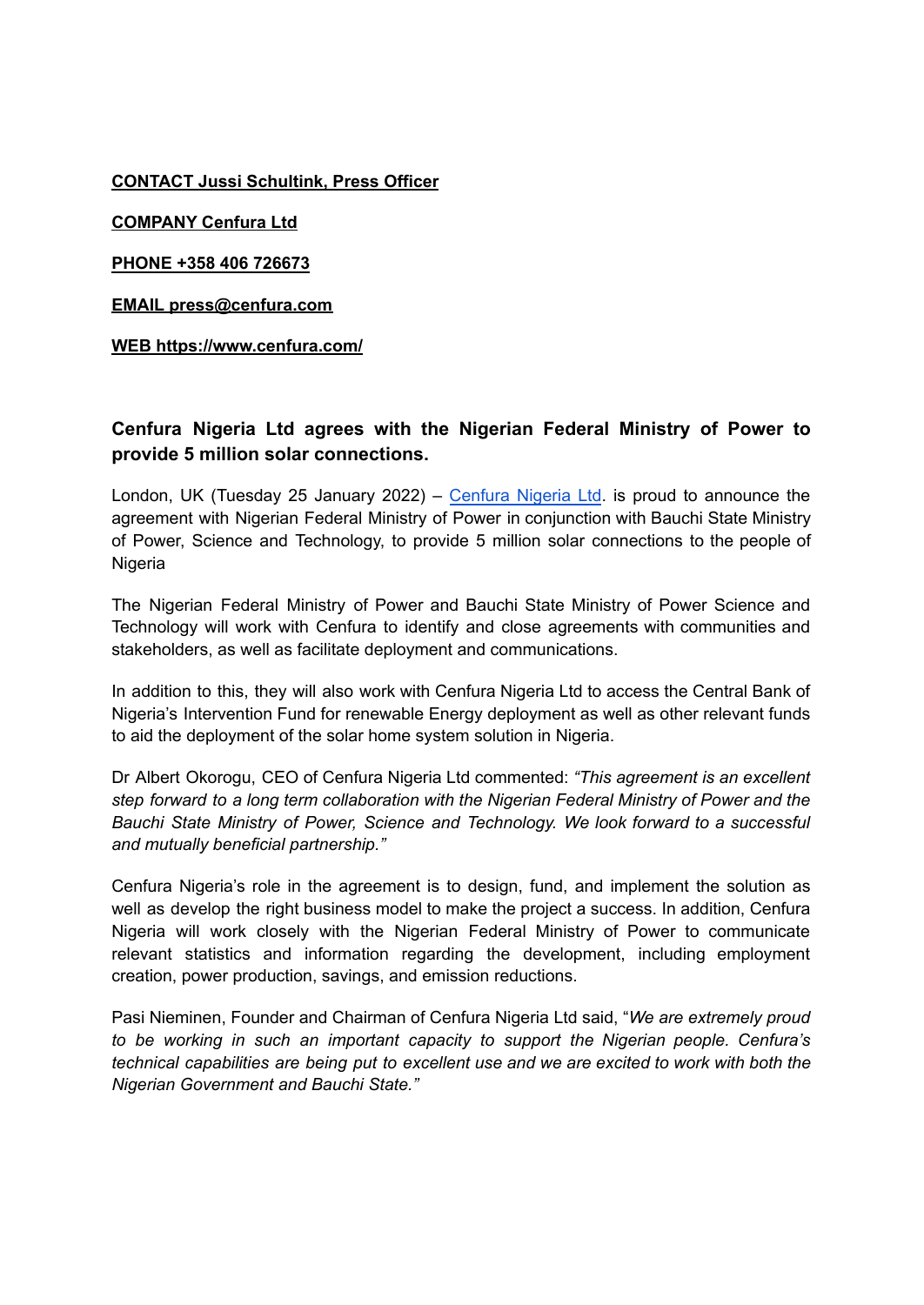**CONTACT Jussi Schultink, Press Officer**

**COMPANY Cenfura Ltd**

**PHONE +358 406 726673**

**EMAIL press@cenfura.com**

**WEB https://www.cenfura.com/**

## Cenfura Nigeria Ltd agrees with the Nigerian Federal Ministry of Power to provide 5 million solar connections.

London, UK (Tuesday 25 January 2022) – Cenfura Nigeria Ltd. is proud to announce the agreement with Nigerian Federal Ministry of Power in conjunction with Bauchi State Ministry of Power, Science and Technology, to provide 5 million solar connections to the people of Nigeria

The Nigerian Federal Ministry of Power and Bauchi State Ministry of Power Science and Technology will work with Cenfura to identify and close agreements with communities and stakeholders, as well as facilitate deployment and communications.

In addition to this, they will also work with Cenfura Nigeria Ltd to access the Central Bank of Nigeria's Intervention Fund for renewable Energy deployment as well as other relevant funds to aid the deployment of the solar home system solution in Nigeria.

Dr Albert Okorogu, CEO of Cenfura Nigeria Ltd commented: *"This agreement is an excellent step forward to a long term collaboration with the Nigerian Federal Ministry of Power and the Bauchi State Ministry of Power, Science and Technology. We look forward to a successful and mutually beneficial partnership."*

Cenfura Nigeria's role in the agreement is to design, fund, and implement the solution as well as develop the right business model to make the project a success. In addition, Cenfura Nigeria will work closely with the Nigerian Federal Ministry of Power to communicate relevant statistics and information regarding the development, including employment creation, power production, savings, and emission reductions.

Pasi Nieminen, Founder and Chairman of Cenfura Nigeria Ltd said, "*We are extremely proud to be working in such an important capacity to support the Nigerian people. Cenfura's technical capabilities are being put to excellent use and we are excited to work with both the Nigerian Government and Bauchi State."*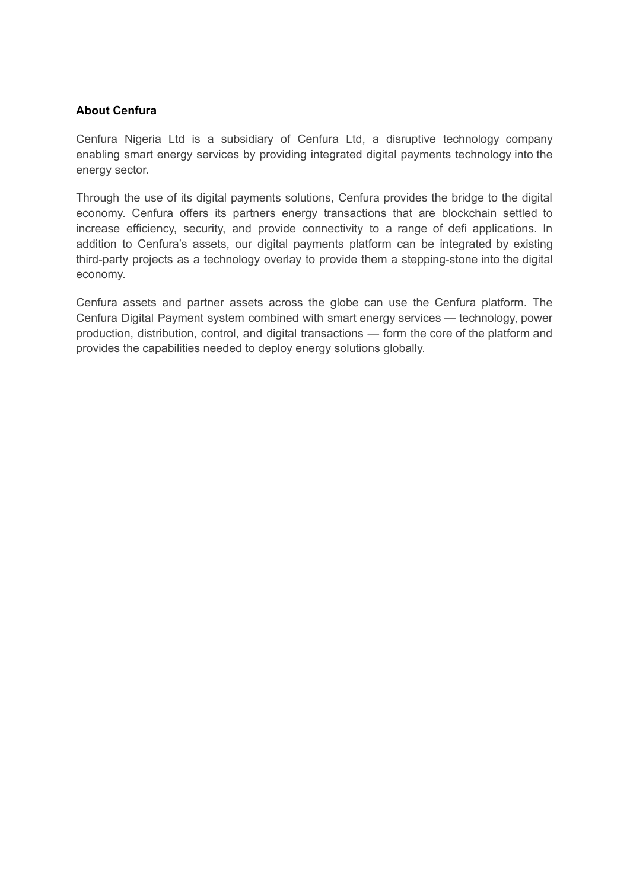**About Cenfura**

Cenfura Nigeria Ltd is a subsidiary of Cenfura Ltd, a disruptive technology company enabling smart energy services by providing integrated digital payments technology into the energy sector.

Through the use of its digital payments solutions, Cenfura provides the bridge to the digital economy. Cenfura offers its partners energy transactions that are blockchain settled to increase efficiency, security, and provide connectivity to a range of defi applications. In addition to Cenfura's assets, our digital payments platform can be integrated by existing third-party projects as a technology overlay to provide them a stepping-stone into the digital economy.

Cenfura assets and partner assets across the globe can use the Cenfura platform. The Cenfura Digital Payment system combined with smart energy services — technology, power production, distribution, control, and digital transactions — form the core of the platform and provides the capabilities needed to deploy energy solutions globally.